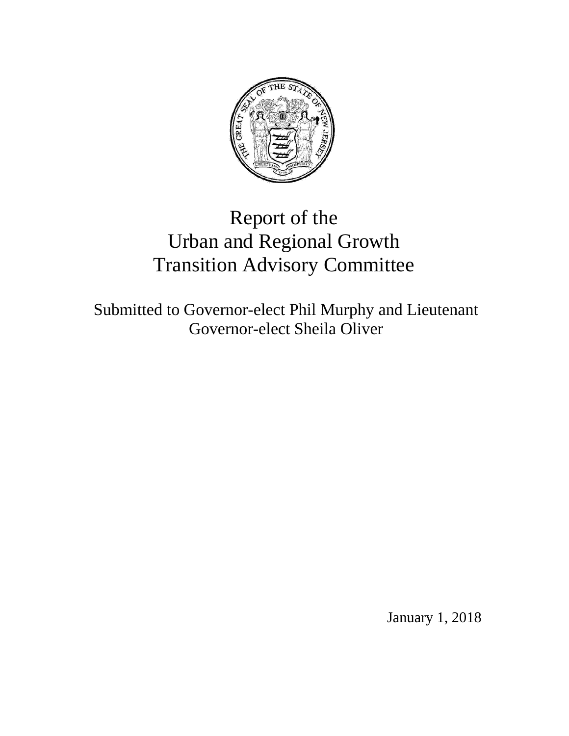# Report of the Urban and Regional Growth Transition Advisory Committee

Submitted to Governor-elect Phil Murphy and Lieutenant Governor-elect Sheila Oliver

January 1, 2018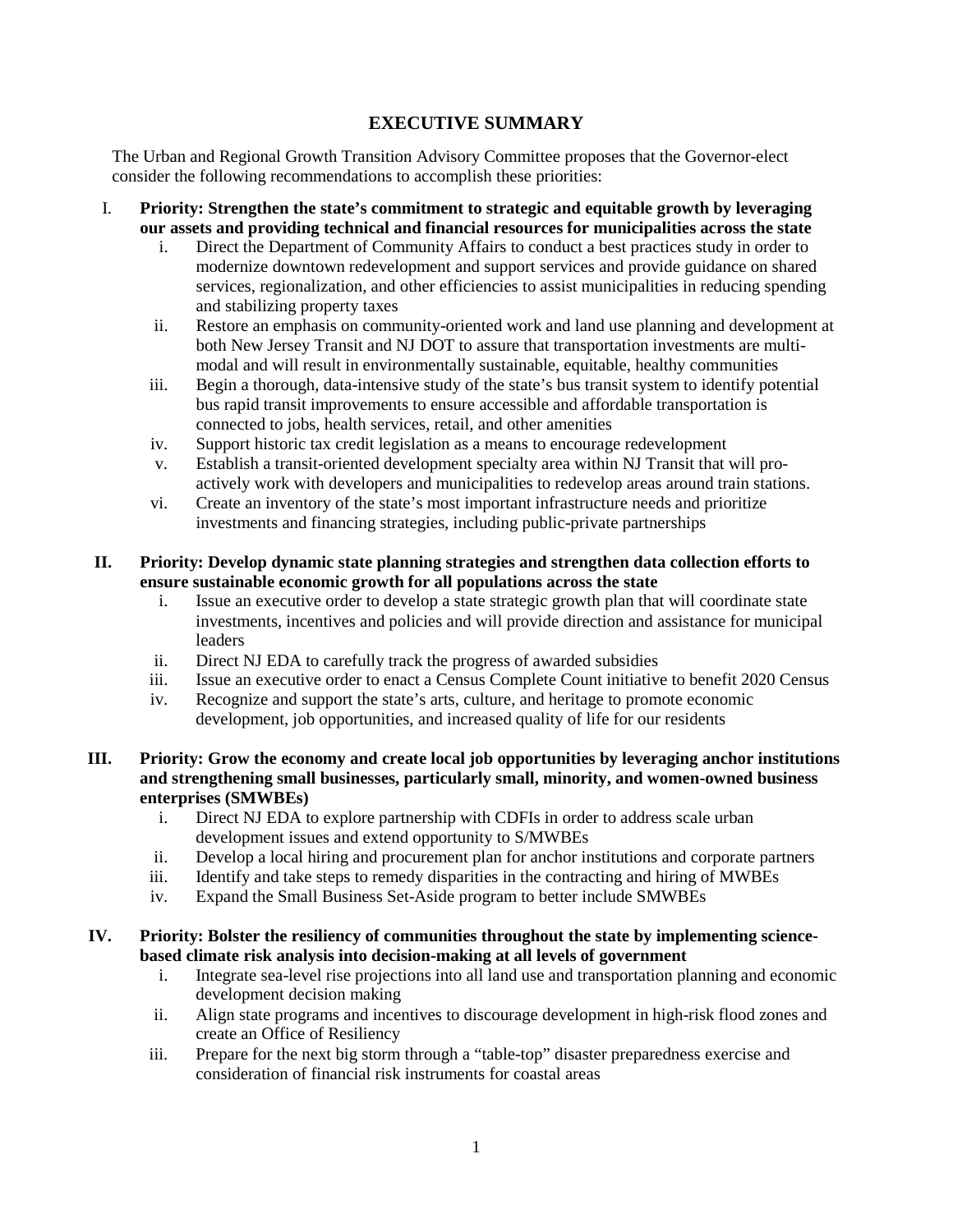# EXECUTIVE SUMMARY

The Urban and Regional Growth Transition Advisory Committee proposes that the Governor-elect consider the following recommendations to accomplish these priorities:

I. **Priority: Strengthen the state's commitment to strategic and equitable growth by leveraging our assets and providing technical and financial resources for municipalities across the state**
   i. Direct the Department of Community Affairs to conduct a best practices study in order to modernize downtown redevelopment and support services and provide guidance on shared services, regionalization, and other efficiencies to assist municipalities in reducing spending and stabilizing property taxes
   ii. Restore an emphasis on community-oriented work and land use planning and development at both New Jersey Transit and NJ DOT to assure that transportation investments are multi-modal and will result in environmentally sustainable, equitable, healthy communities
   iii. Begin a thorough, data-intensive study of the state's bus transit system to identify potential bus rapid transit improvements to ensure accessible and affordable transportation is connected to jobs, health services, retail, and other amenities
   iv. Support historic tax credit legislation as a means to encourage redevelopment
   v. Establish a transit-oriented development specialty area within NJ Transit that will pro-actively work with developers and municipalities to redevelop areas around train stations.
   vi. Create an inventory of the state's most important infrastructure needs and prioritize investments and financing strategies, including public-private partnerships

II. **Priority: Develop dynamic state planning strategies and strengthen data collection efforts to ensure sustainable economic growth for all populations across the state**
   i. Issue an executive order to develop a state strategic growth plan that will coordinate state investments, incentives and policies and will provide direction and assistance for municipal leaders
   ii. Direct NJ EDA to carefully track the progress of awarded subsidies
   iii. Issue an executive order to enact a Census Complete Count initiative to benefit 2020 Census
   iv. Recognize and support the state's arts, culture, and heritage to promote economic development, job opportunities, and increased quality of life for our residents

III. **Priority: Grow the economy and create local job opportunities by leveraging anchor institutions and strengthening small businesses, particularly small, minority, and women-owned business enterprises (SMWBEs)**
   i. Direct NJ EDA to explore partnership with CDFIs in order to address scale urban development issues and extend opportunity to S/MWBEs
   ii. Develop a local hiring and procurement plan for anchor institutions and corporate partners
   iii. Identify and take steps to remedy disparities in the contracting and hiring of MWBEs
   iv. Expand the Small Business Set-Aside program to better include SMWBEs

IV. **Priority: Bolster the resiliency of communities throughout the state by implementing science-based climate risk analysis into decision-making at all levels of government**
   i. Integrate sea-level rise projections into all land use and transportation planning and economic development decision making
   ii. Align state programs and incentives to discourage development in high-risk flood zones and create an Office of Resiliency
   iii. Prepare for the next big storm through a "table-top" disaster preparedness exercise and consideration of financial risk instruments for coastal areas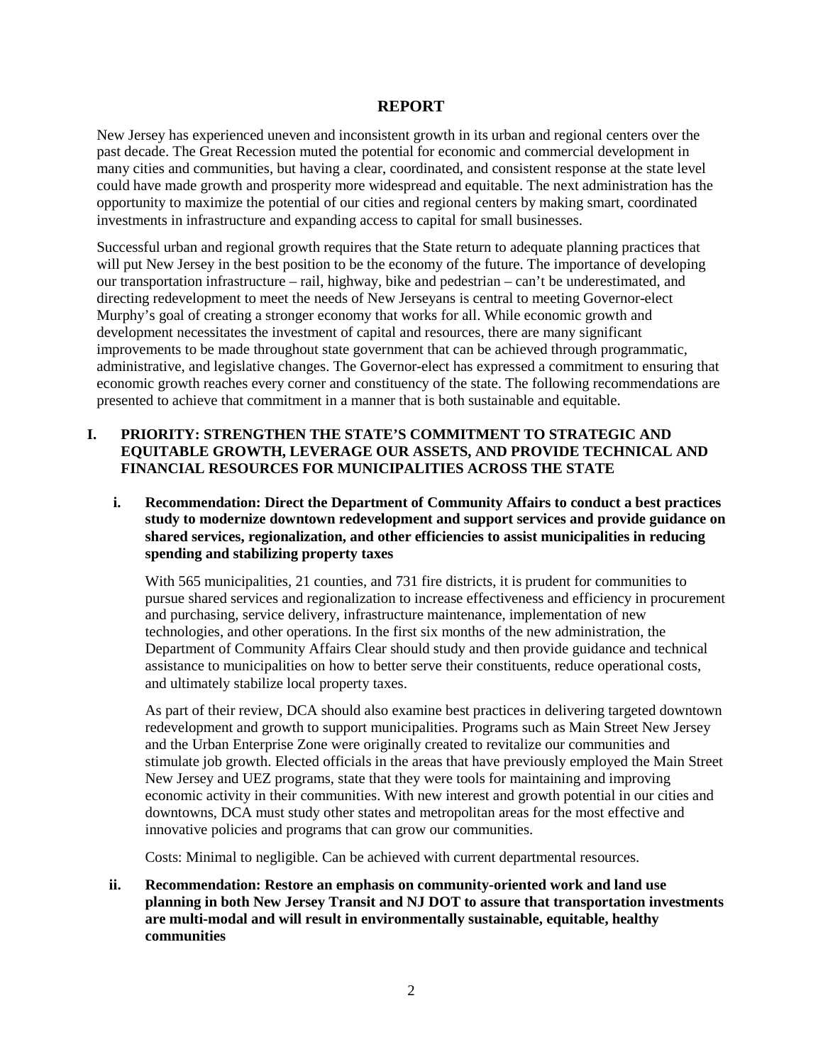# REPORT

New Jersey has experienced uneven and inconsistent growth in its urban and regional centers over the past decade. The Great Recession muted the potential for economic and commercial development in many cities and communities, but having a clear, coordinated, and consistent response at the state level could have made growth and prosperity more widespread and equitable. The next administration has the opportunity to maximize the potential of our cities and regional centers by making smart, coordinated investments in infrastructure and expanding access to capital for small businesses.

Successful urban and regional growth requires that the State return to adequate planning practices that will put New Jersey in the best position to be the economy of the future. The importance of developing our transportation infrastructure – rail, highway, bike and pedestrian – can't be underestimated, and directing redevelopment to meet the needs of New Jerseyans is central to meeting Governor-elect Murphy's goal of creating a stronger economy that works for all. While economic growth and development necessitates the investment of capital and resources, there are many significant improvements to be made throughout state government that can be achieved through programmatic, administrative, and legislative changes. The Governor-elect has expressed a commitment to ensuring that economic growth reaches every corner and constituency of the state. The following recommendations are presented to achieve that commitment in a manner that is both sustainable and equitable.

## I. PRIORITY: STRENGTHEN THE STATE'S COMMITMENT TO STRATEGIC AND EQUITABLE GROWTH, LEVERAGE OUR ASSETS, AND PROVIDE TECHNICAL AND FINANCIAL RESOURCES FOR MUNICIPALITIES ACROSS THE STATE

### i. Recommendation: Direct the Department of Community Affairs to conduct a best practices study to modernize downtown redevelopment and support services and provide guidance on shared services, regionalization, and other efficiencies to assist municipalities in reducing spending and stabilizing property taxes

With 565 municipalities, 21 counties, and 731 fire districts, it is prudent for communities to pursue shared services and regionalization to increase effectiveness and efficiency in procurement and purchasing, service delivery, infrastructure maintenance, implementation of new technologies, and other operations. In the first six months of the new administration, the Department of Community Affairs Clear should study and then provide guidance and technical assistance to municipalities on how to better serve their constituents, reduce operational costs, and ultimately stabilize local property taxes.

As part of their review, DCA should also examine best practices in delivering targeted downtown redevelopment and growth to support municipalities. Programs such as Main Street New Jersey and the Urban Enterprise Zone were originally created to revitalize our communities and stimulate job growth. Elected officials in the areas that have previously employed the Main Street New Jersey and UEZ programs, state that they were tools for maintaining and improving economic activity in their communities. With new interest and growth potential in our cities and downtowns, DCA must study other states and metropolitan areas for the most effective and innovative policies and programs that can grow our communities.

Costs: Minimal to negligible. Can be achieved with current departmental resources.

### ii. Recommendation: Restore an emphasis on community-oriented work and land use planning in both New Jersey Transit and NJ DOT to assure that transportation investments are multi-modal and will result in environmentally sustainable, equitable, healthy communities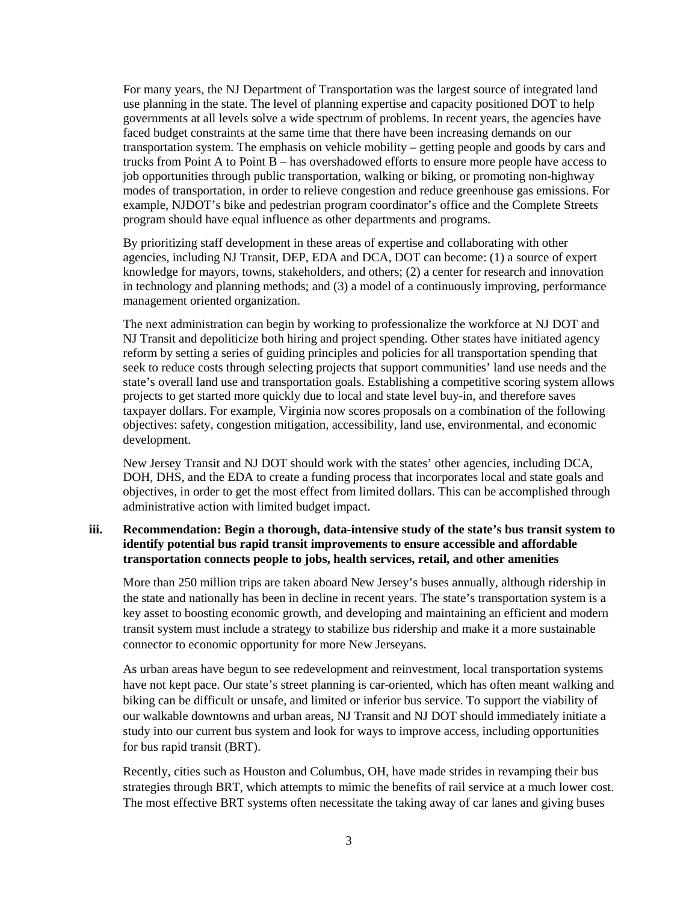For many years, the NJ Department of Transportation was the largest source of integrated land use planning in the state. The level of planning expertise and capacity positioned DOT to help governments at all levels solve a wide spectrum of problems. In recent years, the agencies have faced budget constraints at the same time that there have been increasing demands on our transportation system. The emphasis on vehicle mobility – getting people and goods by cars and trucks from Point A to Point B – has overshadowed efforts to ensure more people have access to job opportunities through public transportation, walking or biking, or promoting non-highway modes of transportation, in order to relieve congestion and reduce greenhouse gas emissions. For example, NJDOT's bike and pedestrian program coordinator's office and the Complete Streets program should have equal influence as other departments and programs.

By prioritizing staff development in these areas of expertise and collaborating with other agencies, including NJ Transit, DEP, EDA and DCA, DOT can become: (1) a source of expert knowledge for mayors, towns, stakeholders, and others; (2) a center for research and innovation in technology and planning methods; and (3) a model of a continuously improving, performance management oriented organization.

The next administration can begin by working to professionalize the workforce at NJ DOT and NJ Transit and depoliticize both hiring and project spending. Other states have initiated agency reform by setting a series of guiding principles and policies for all transportation spending that seek to reduce costs through selecting projects that support communities' land use needs and the state's overall land use and transportation goals. Establishing a competitive scoring system allows projects to get started more quickly due to local and state level buy-in, and therefore saves taxpayer dollars. For example, Virginia now scores proposals on a combination of the following objectives: safety, congestion mitigation, accessibility, land use, environmental, and economic development.

New Jersey Transit and NJ DOT should work with the states' other agencies, including DCA, DOH, DHS, and the EDA to create a funding process that incorporates local and state goals and objectives, in order to get the most effect from limited dollars. This can be accomplished through administrative action with limited budget impact.

### iii. Recommendation: Begin a thorough, data-intensive study of the state's bus transit system to identify potential bus rapid transit improvements to ensure accessible and affordable transportation connects people to jobs, health services, retail, and other amenities

More than 250 million trips are taken aboard New Jersey's buses annually, although ridership in the state and nationally has been in decline in recent years. The state's transportation system is a key asset to boosting economic growth, and developing and maintaining an efficient and modern transit system must include a strategy to stabilize bus ridership and make it a more sustainable connector to economic opportunity for more New Jerseyans.

As urban areas have begun to see redevelopment and reinvestment, local transportation systems have not kept pace. Our state's street planning is car-oriented, which has often meant walking and biking can be difficult or unsafe, and limited or inferior bus service. To support the viability of our walkable downtowns and urban areas, NJ Transit and NJ DOT should immediately initiate a study into our current bus system and look for ways to improve access, including opportunities for bus rapid transit (BRT).

Recently, cities such as Houston and Columbus, OH, have made strides in revamping their bus strategies through BRT, which attempts to mimic the benefits of rail service at a much lower cost. The most effective BRT systems often necessitate the taking away of car lanes and giving buses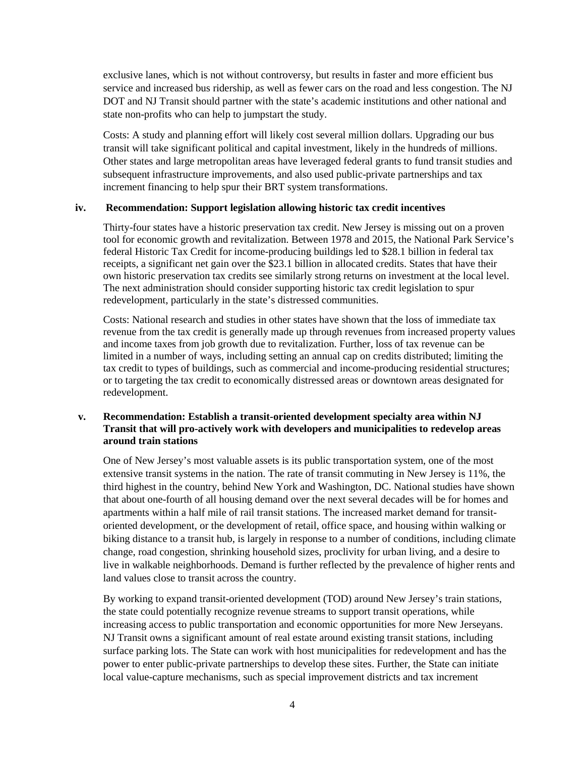exclusive lanes, which is not without controversy, but results in faster and more efficient bus service and increased bus ridership, as well as fewer cars on the road and less congestion. The NJ DOT and NJ Transit should partner with the state's academic institutions and other national and state non-profits who can help to jumpstart the study.

Costs: A study and planning effort will likely cost several million dollars. Upgrading our bus transit will take significant political and capital investment, likely in the hundreds of millions. Other states and large metropolitan areas have leveraged federal grants to fund transit studies and subsequent infrastructure improvements, and also used public-private partnerships and tax increment financing to help spur their BRT system transformations.

### iv. Recommendation: Support legislation allowing historic tax credit incentives

Thirty-four states have a historic preservation tax credit. New Jersey is missing out on a proven tool for economic growth and revitalization. Between 1978 and 2015, the National Park Service's federal Historic Tax Credit for income-producing buildings led to $28.1 billion in federal tax receipts, a significant net gain over the $23.1 billion in allocated credits. States that have their own historic preservation tax credits see similarly strong returns on investment at the local level. The next administration should consider supporting historic tax credit legislation to spur redevelopment, particularly in the state's distressed communities.

Costs: National research and studies in other states have shown that the loss of immediate tax revenue from the tax credit is generally made up through revenues from increased property values and income taxes from job growth due to revitalization. Further, loss of tax revenue can be limited in a number of ways, including setting an annual cap on credits distributed; limiting the tax credit to types of buildings, such as commercial and income-producing residential structures; or to targeting the tax credit to economically distressed areas or downtown areas designated for redevelopment.

### v. Recommendation: Establish a transit-oriented development specialty area within NJ Transit that will pro-actively work with developers and municipalities to redevelop areas around train stations

One of New Jersey's most valuable assets is its public transportation system, one of the most extensive transit systems in the nation. The rate of transit commuting in New Jersey is 11%, the third highest in the country, behind New York and Washington, DC. National studies have shown that about one-fourth of all housing demand over the next several decades will be for homes and apartments within a half mile of rail transit stations. The increased market demand for transit-oriented development, or the development of retail, office space, and housing within walking or biking distance to a transit hub, is largely in response to a number of conditions, including climate change, road congestion, shrinking household sizes, proclivity for urban living, and a desire to live in walkable neighborhoods. Demand is further reflected by the prevalence of higher rents and land values close to transit across the country.

By working to expand transit-oriented development (TOD) around New Jersey's train stations, the state could potentially recognize revenue streams to support transit operations, while increasing access to public transportation and economic opportunities for more New Jerseyans. NJ Transit owns a significant amount of real estate around existing transit stations, including surface parking lots. The State can work with host municipalities for redevelopment and has the power to enter public-private partnerships to develop these sites. Further, the State can initiate local value-capture mechanisms, such as special improvement districts and tax increment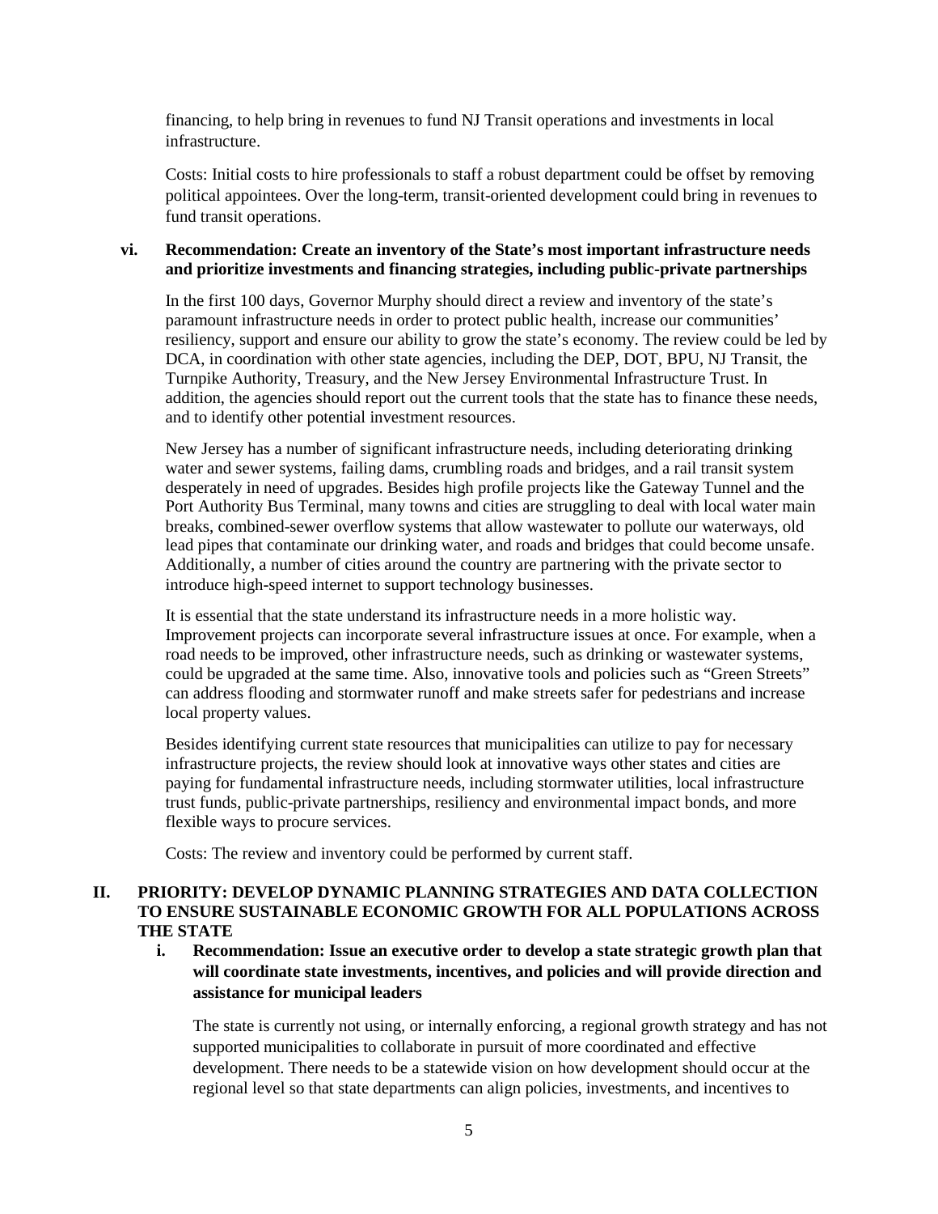financing, to help bring in revenues to fund NJ Transit operations and investments in local infrastructure.

Costs: Initial costs to hire professionals to staff a robust department could be offset by removing political appointees. Over the long-term, transit-oriented development could bring in revenues to fund transit operations.

**vi. Recommendation: Create an inventory of the State's most important infrastructure needs and prioritize investments and financing strategies, including public-private partnerships**

In the first 100 days, Governor Murphy should direct a review and inventory of the state's paramount infrastructure needs in order to protect public health, increase our communities' resiliency, support and ensure our ability to grow the state's economy. The review could be led by DCA, in coordination with other state agencies, including the DEP, DOT, BPU, NJ Transit, the Turnpike Authority, Treasury, and the New Jersey Environmental Infrastructure Trust. In addition, the agencies should report out the current tools that the state has to finance these needs, and to identify other potential investment resources.

New Jersey has a number of significant infrastructure needs, including deteriorating drinking water and sewer systems, failing dams, crumbling roads and bridges, and a rail transit system desperately in need of upgrades. Besides high profile projects like the Gateway Tunnel and the Port Authority Bus Terminal, many towns and cities are struggling to deal with local water main breaks, combined-sewer overflow systems that allow wastewater to pollute our waterways, old lead pipes that contaminate our drinking water, and roads and bridges that could become unsafe. Additionally, a number of cities around the country are partnering with the private sector to introduce high-speed internet to support technology businesses.

It is essential that the state understand its infrastructure needs in a more holistic way. Improvement projects can incorporate several infrastructure issues at once. For example, when a road needs to be improved, other infrastructure needs, such as drinking or wastewater systems, could be upgraded at the same time. Also, innovative tools and policies such as "Green Streets" can address flooding and stormwater runoff and make streets safer for pedestrians and increase local property values.

Besides identifying current state resources that municipalities can utilize to pay for necessary infrastructure projects, the review should look at innovative ways other states and cities are paying for fundamental infrastructure needs, including stormwater utilities, local infrastructure trust funds, public-private partnerships, resiliency and environmental impact bonds, and more flexible ways to procure services.

Costs: The review and inventory could be performed by current staff.

## II. PRIORITY: DEVELOP DYNAMIC PLANNING STRATEGIES AND DATA COLLECTION TO ENSURE SUSTAINABLE ECONOMIC GROWTH FOR ALL POPULATIONS ACROSS THE STATE

**i. Recommendation: Issue an executive order to develop a state strategic growth plan that will coordinate state investments, incentives, and policies and will provide direction and assistance for municipal leaders**

The state is currently not using, or internally enforcing, a regional growth strategy and has not supported municipalities to collaborate in pursuit of more coordinated and effective development. There needs to be a statewide vision on how development should occur at the regional level so that state departments can align policies, investments, and incentives to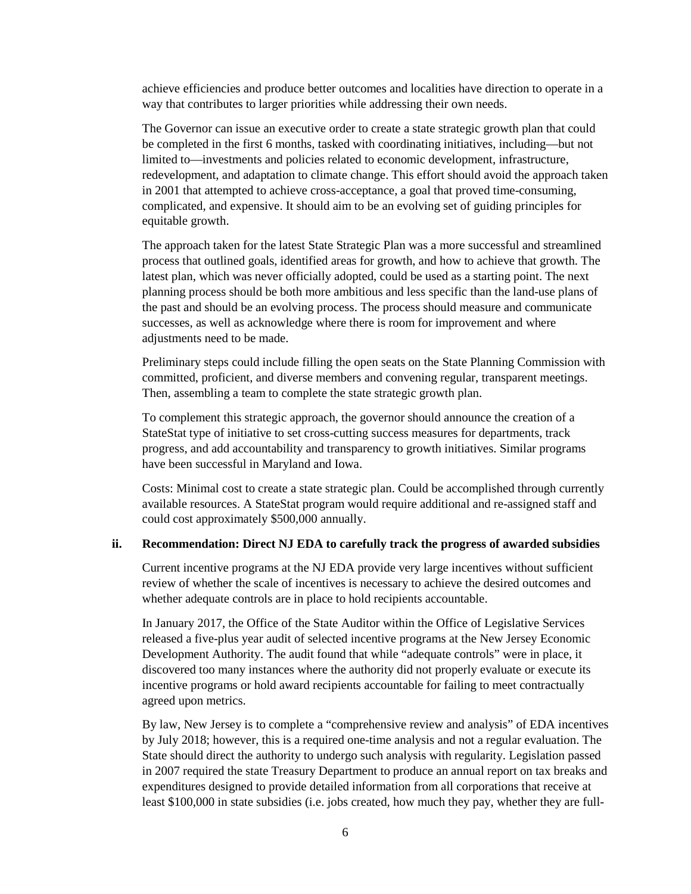achieve efficiencies and produce better outcomes and localities have direction to operate in a way that contributes to larger priorities while addressing their own needs.

The Governor can issue an executive order to create a state strategic growth plan that could be completed in the first 6 months, tasked with coordinating initiatives, including—but not limited to—investments and policies related to economic development, infrastructure, redevelopment, and adaptation to climate change. This effort should avoid the approach taken in 2001 that attempted to achieve cross-acceptance, a goal that proved time-consuming, complicated, and expensive. It should aim to be an evolving set of guiding principles for equitable growth.

The approach taken for the latest State Strategic Plan was a more successful and streamlined process that outlined goals, identified areas for growth, and how to achieve that growth. The latest plan, which was never officially adopted, could be used as a starting point. The next planning process should be both more ambitious and less specific than the land-use plans of the past and should be an evolving process. The process should measure and communicate successes, as well as acknowledge where there is room for improvement and where adjustments need to be made.

Preliminary steps could include filling the open seats on the State Planning Commission with committed, proficient, and diverse members and convening regular, transparent meetings. Then, assembling a team to complete the state strategic growth plan.

To complement this strategic approach, the governor should announce the creation of a StateStat type of initiative to set cross-cutting success measures for departments, track progress, and add accountability and transparency to growth initiatives. Similar programs have been successful in Maryland and Iowa.

Costs: Minimal cost to create a state strategic plan. Could be accomplished through currently available resources. A StateStat program would require additional and re-assigned staff and could cost approximately $500,000 annually.

### ii. Recommendation: Direct NJ EDA to carefully track the progress of awarded subsidies

Current incentive programs at the NJ EDA provide very large incentives without sufficient review of whether the scale of incentives is necessary to achieve the desired outcomes and whether adequate controls are in place to hold recipients accountable.

In January 2017, the Office of the State Auditor within the Office of Legislative Services released a five-plus year audit of selected incentive programs at the New Jersey Economic Development Authority. The audit found that while "adequate controls" were in place, it discovered too many instances where the authority did not properly evaluate or execute its incentive programs or hold award recipients accountable for failing to meet contractually agreed upon metrics.

By law, New Jersey is to complete a "comprehensive review and analysis" of EDA incentives by July 2018; however, this is a required one-time analysis and not a regular evaluation. The State should direct the authority to undergo such analysis with regularity. Legislation passed in 2007 required the state Treasury Department to produce an annual report on tax breaks and expenditures designed to provide detailed information from all corporations that receive at least $100,000 in state subsidies (i.e. jobs created, how much they pay, whether they are full-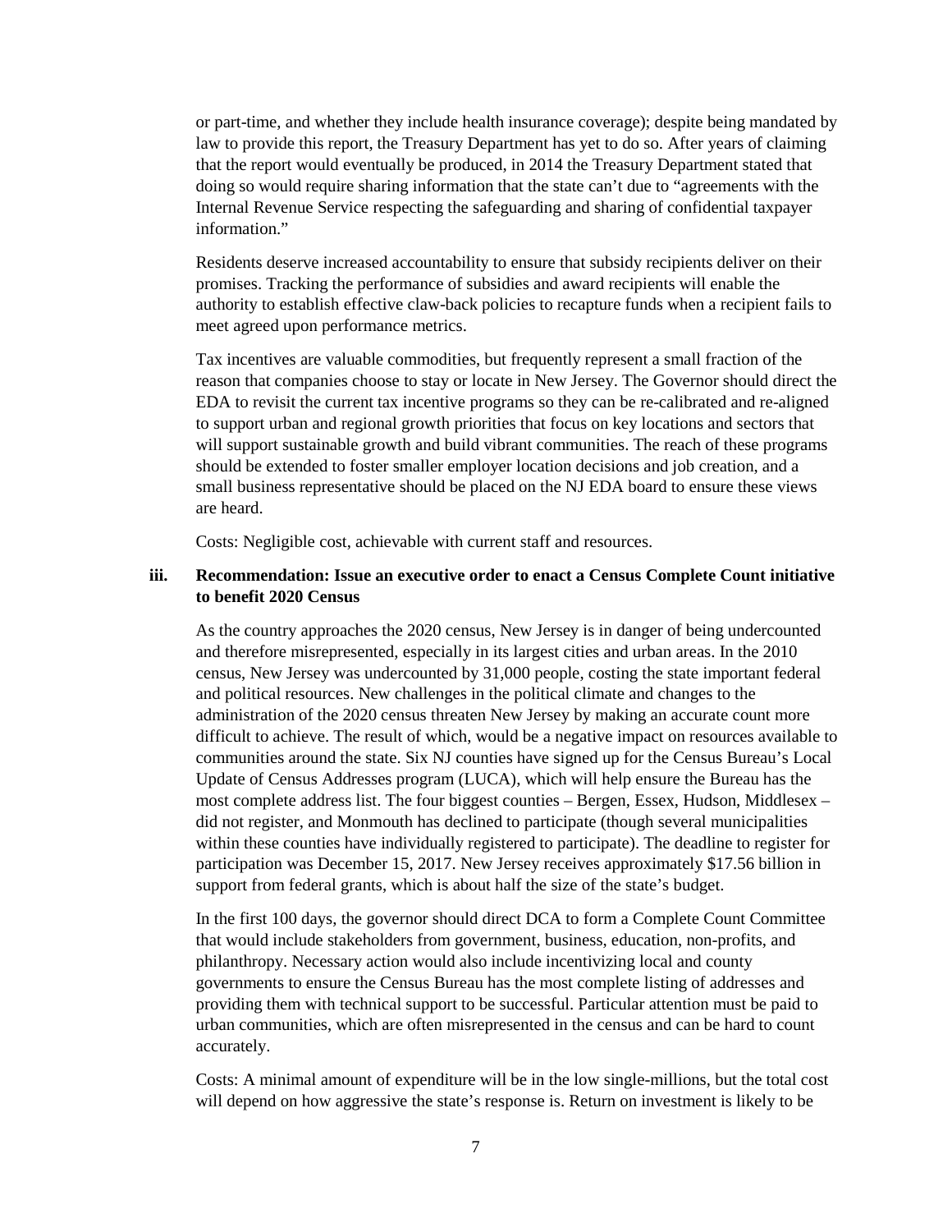or part-time, and whether they include health insurance coverage); despite being mandated by law to provide this report, the Treasury Department has yet to do so. After years of claiming that the report would eventually be produced, in 2014 the Treasury Department stated that doing so would require sharing information that the state can't due to "agreements with the Internal Revenue Service respecting the safeguarding and sharing of confidential taxpayer information."

Residents deserve increased accountability to ensure that subsidy recipients deliver on their promises. Tracking the performance of subsidies and award recipients will enable the authority to establish effective claw-back policies to recapture funds when a recipient fails to meet agreed upon performance metrics.

Tax incentives are valuable commodities, but frequently represent a small fraction of the reason that companies choose to stay or locate in New Jersey. The Governor should direct the EDA to revisit the current tax incentive programs so they can be re-calibrated and re-aligned to support urban and regional growth priorities that focus on key locations and sectors that will support sustainable growth and build vibrant communities. The reach of these programs should be extended to foster smaller employer location decisions and job creation, and a small business representative should be placed on the NJ EDA board to ensure these views are heard.

Costs: Negligible cost, achievable with current staff and resources.

**iii. Recommendation: Issue an executive order to enact a Census Complete Count initiative to benefit 2020 Census**

As the country approaches the 2020 census, New Jersey is in danger of being undercounted and therefore misrepresented, especially in its largest cities and urban areas. In the 2010 census, New Jersey was undercounted by 31,000 people, costing the state important federal and political resources. New challenges in the political climate and changes to the administration of the 2020 census threaten New Jersey by making an accurate count more difficult to achieve. The result of which, would be a negative impact on resources available to communities around the state. Six NJ counties have signed up for the Census Bureau's Local Update of Census Addresses program (LUCA), which will help ensure the Bureau has the most complete address list. The four biggest counties – Bergen, Essex, Hudson, Middlesex – did not register, and Monmouth has declined to participate (though several municipalities within these counties have individually registered to participate). The deadline to register for participation was December 15, 2017. New Jersey receives approximately $17.56 billion in support from federal grants, which is about half the size of the state's budget.

In the first 100 days, the governor should direct DCA to form a Complete Count Committee that would include stakeholders from government, business, education, non-profits, and philanthropy. Necessary action would also include incentivizing local and county governments to ensure the Census Bureau has the most complete listing of addresses and providing them with technical support to be successful. Particular attention must be paid to urban communities, which are often misrepresented in the census and can be hard to count accurately.

Costs: A minimal amount of expenditure will be in the low single-millions, but the total cost will depend on how aggressive the state's response is. Return on investment is likely to be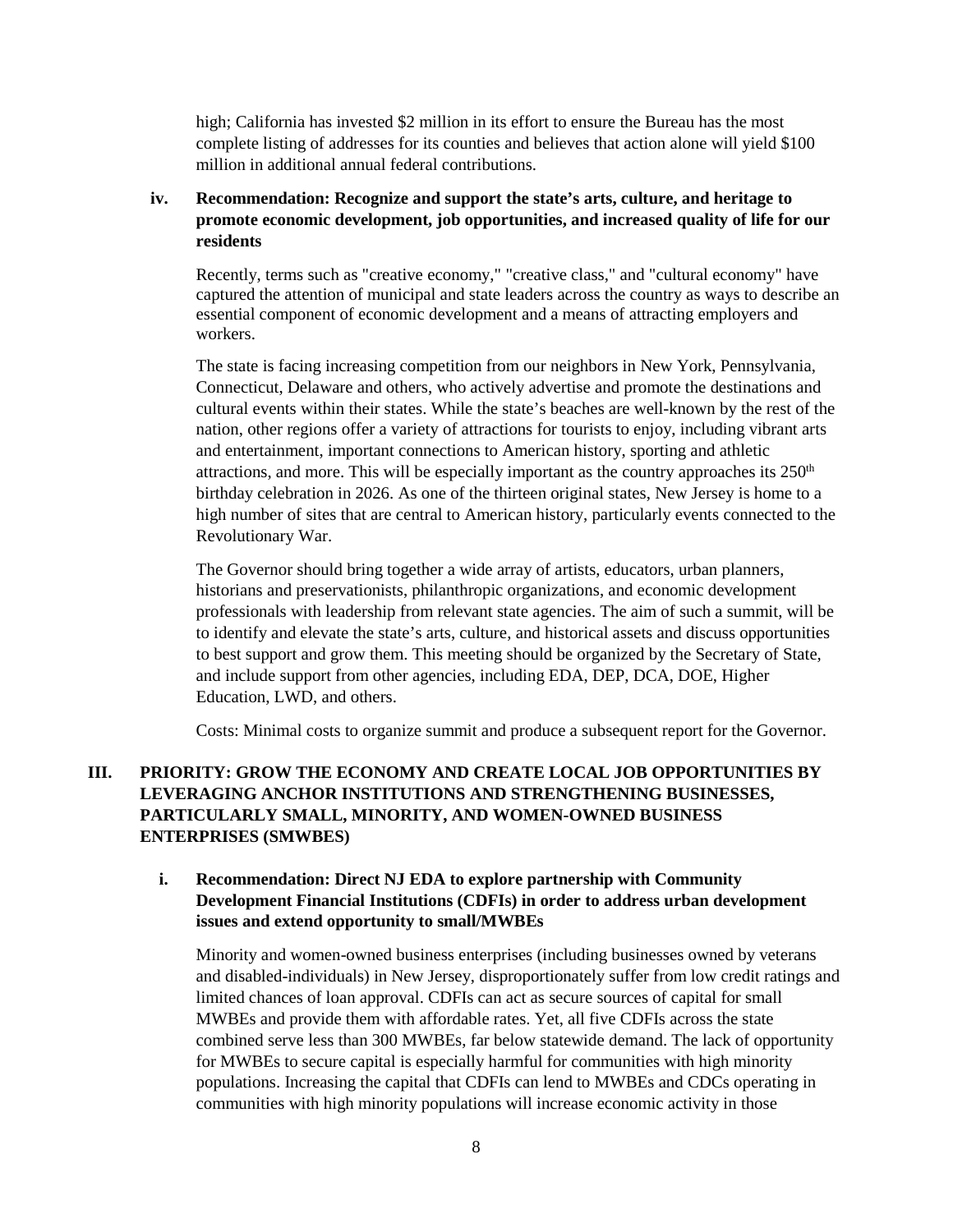high; California has invested $2 million in its effort to ensure the Bureau has the most complete listing of addresses for its counties and believes that action alone will yield $100 million in additional annual federal contributions.

### iv. Recommendation: Recognize and support the state's arts, culture, and heritage to promote economic development, job opportunities, and increased quality of life for our residents

Recently, terms such as "creative economy," "creative class," and "cultural economy" have captured the attention of municipal and state leaders across the country as ways to describe an essential component of economic development and a means of attracting employers and workers.

The state is facing increasing competition from our neighbors in New York, Pennsylvania, Connecticut, Delaware and others, who actively advertise and promote the destinations and cultural events within their states. While the state's beaches are well-known by the rest of the nation, other regions offer a variety of attractions for tourists to enjoy, including vibrant arts and entertainment, important connections to American history, sporting and athletic attractions, and more. This will be especially important as the country approaches its 250th birthday celebration in 2026. As one of the thirteen original states, New Jersey is home to a high number of sites that are central to American history, particularly events connected to the Revolutionary War.

The Governor should bring together a wide array of artists, educators, urban planners, historians and preservationists, philanthropic organizations, and economic development professionals with leadership from relevant state agencies. The aim of such a summit, will be to identify and elevate the state's arts, culture, and historical assets and discuss opportunities to best support and grow them. This meeting should be organized by the Secretary of State, and include support from other agencies, including EDA, DEP, DCA, DOE, Higher Education, LWD, and others.

Costs: Minimal costs to organize summit and produce a subsequent report for the Governor.

## III. PRIORITY: GROW THE ECONOMY AND CREATE LOCAL JOB OPPORTUNITIES BY LEVERAGING ANCHOR INSTITUTIONS AND STRENGTHENING BUSINESSES, PARTICULARLY SMALL, MINORITY, AND WOMEN-OWNED BUSINESS ENTERPRISES (SMWBES)

### i. Recommendation: Direct NJ EDA to explore partnership with Community Development Financial Institutions (CDFIs) in order to address urban development issues and extend opportunity to small/MWBEs

Minority and women-owned business enterprises (including businesses owned by veterans and disabled-individuals) in New Jersey, disproportionately suffer from low credit ratings and limited chances of loan approval. CDFIs can act as secure sources of capital for small MWBEs and provide them with affordable rates. Yet, all five CDFIs across the state combined serve less than 300 MWBEs, far below statewide demand. The lack of opportunity for MWBEs to secure capital is especially harmful for communities with high minority populations. Increasing the capital that CDFIs can lend to MWBEs and CDCs operating in communities with high minority populations will increase economic activity in those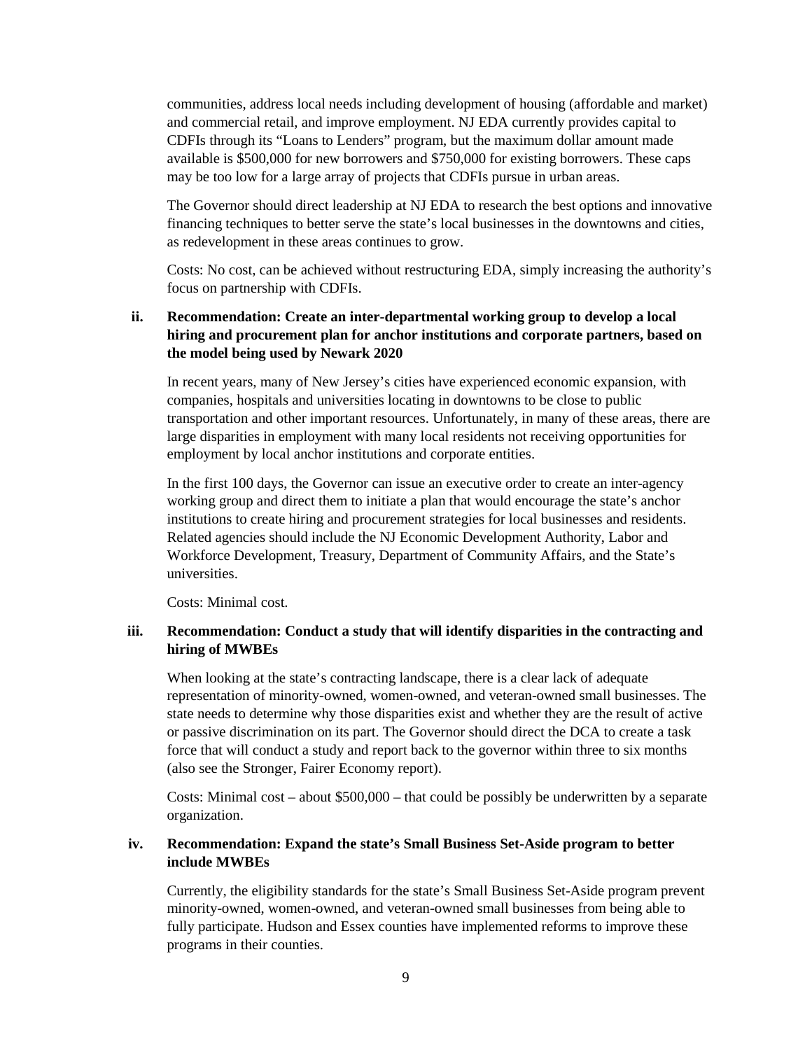communities, address local needs including development of housing (affordable and market) and commercial retail, and improve employment. NJ EDA currently provides capital to CDFIs through its "Loans to Lenders" program, but the maximum dollar amount made available is $500,000 for new borrowers and $750,000 for existing borrowers. These caps may be too low for a large array of projects that CDFIs pursue in urban areas.

The Governor should direct leadership at NJ EDA to research the best options and innovative financing techniques to better serve the state's local businesses in the downtowns and cities, as redevelopment in these areas continues to grow.

Costs: No cost, can be achieved without restructuring EDA, simply increasing the authority's focus on partnership with CDFIs.

**ii. Recommendation: Create an inter-departmental working group to develop a local hiring and procurement plan for anchor institutions and corporate partners, based on the model being used by Newark 2020**

In recent years, many of New Jersey's cities have experienced economic expansion, with companies, hospitals and universities locating in downtowns to be close to public transportation and other important resources. Unfortunately, in many of these areas, there are large disparities in employment with many local residents not receiving opportunities for employment by local anchor institutions and corporate entities.

In the first 100 days, the Governor can issue an executive order to create an inter-agency working group and direct them to initiate a plan that would encourage the state's anchor institutions to create hiring and procurement strategies for local businesses and residents. Related agencies should include the NJ Economic Development Authority, Labor and Workforce Development, Treasury, Department of Community Affairs, and the State's universities.

Costs: Minimal cost.

**iii. Recommendation: Conduct a study that will identify disparities in the contracting and hiring of MWBEs**

When looking at the state's contracting landscape, there is a clear lack of adequate representation of minority-owned, women-owned, and veteran-owned small businesses. The state needs to determine why those disparities exist and whether they are the result of active or passive discrimination on its part. The Governor should direct the DCA to create a task force that will conduct a study and report back to the governor within three to six months (also see the Stronger, Fairer Economy report).

Costs: Minimal cost – about $500,000 – that could be possibly be underwritten by a separate organization.

**iv. Recommendation: Expand the state's Small Business Set-Aside program to better include MWBEs**

Currently, the eligibility standards for the state's Small Business Set-Aside program prevent minority-owned, women-owned, and veteran-owned small businesses from being able to fully participate. Hudson and Essex counties have implemented reforms to improve these programs in their counties.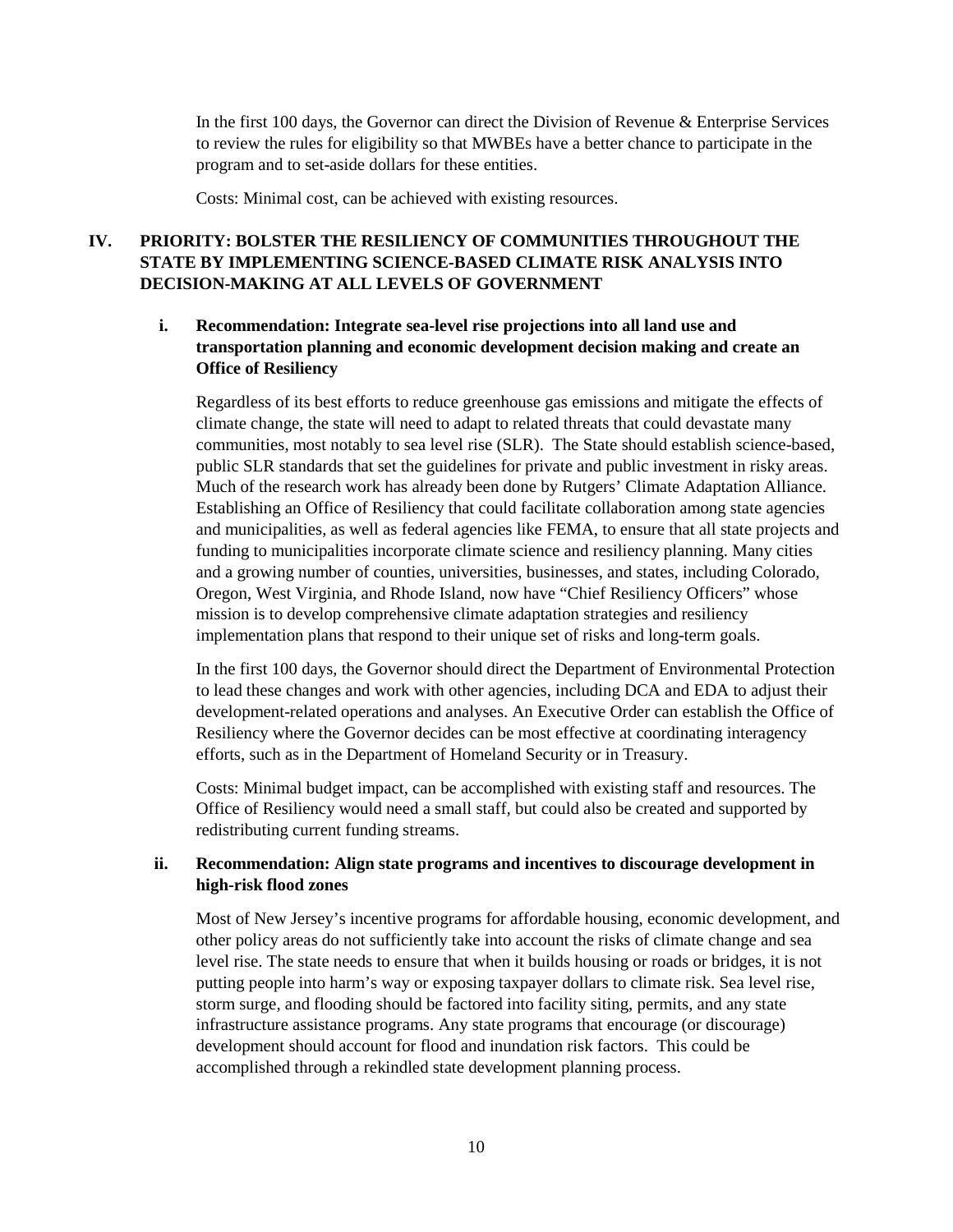In the first 100 days, the Governor can direct the Division of Revenue & Enterprise Services to review the rules for eligibility so that MWBEs have a better chance to participate in the program and to set-aside dollars for these entities.

Costs: Minimal cost, can be achieved with existing resources.

## IV. PRIORITY: BOLSTER THE RESILIENCY OF COMMUNITIES THROUGHOUT THE STATE BY IMPLEMENTING SCIENCE-BASED CLIMATE RISK ANALYSIS INTO DECISION-MAKING AT ALL LEVELS OF GOVERNMENT

### i. Recommendation: Integrate sea-level rise projections into all land use and transportation planning and economic development decision making and create an Office of Resiliency

Regardless of its best efforts to reduce greenhouse gas emissions and mitigate the effects of climate change, the state will need to adapt to related threats that could devastate many communities, most notably to sea level rise (SLR). The State should establish science-based, public SLR standards that set the guidelines for private and public investment in risky areas. Much of the research work has already been done by Rutgers' Climate Adaptation Alliance. Establishing an Office of Resiliency that could facilitate collaboration among state agencies and municipalities, as well as federal agencies like FEMA, to ensure that all state projects and funding to municipalities incorporate climate science and resiliency planning. Many cities and a growing number of counties, universities, businesses, and states, including Colorado, Oregon, West Virginia, and Rhode Island, now have "Chief Resiliency Officers" whose mission is to develop comprehensive climate adaptation strategies and resiliency implementation plans that respond to their unique set of risks and long-term goals.

In the first 100 days, the Governor should direct the Department of Environmental Protection to lead these changes and work with other agencies, including DCA and EDA to adjust their development-related operations and analyses. An Executive Order can establish the Office of Resiliency where the Governor decides can be most effective at coordinating interagency efforts, such as in the Department of Homeland Security or in Treasury.

Costs: Minimal budget impact, can be accomplished with existing staff and resources. The Office of Resiliency would need a small staff, but could also be created and supported by redistributing current funding streams.

### ii. Recommendation: Align state programs and incentives to discourage development in high-risk flood zones

Most of New Jersey's incentive programs for affordable housing, economic development, and other policy areas do not sufficiently take into account the risks of climate change and sea level rise. The state needs to ensure that when it builds housing or roads or bridges, it is not putting people into harm's way or exposing taxpayer dollars to climate risk. Sea level rise, storm surge, and flooding should be factored into facility siting, permits, and any state infrastructure assistance programs. Any state programs that encourage (or discourage) development should account for flood and inundation risk factors. This could be accomplished through a rekindled state development planning process.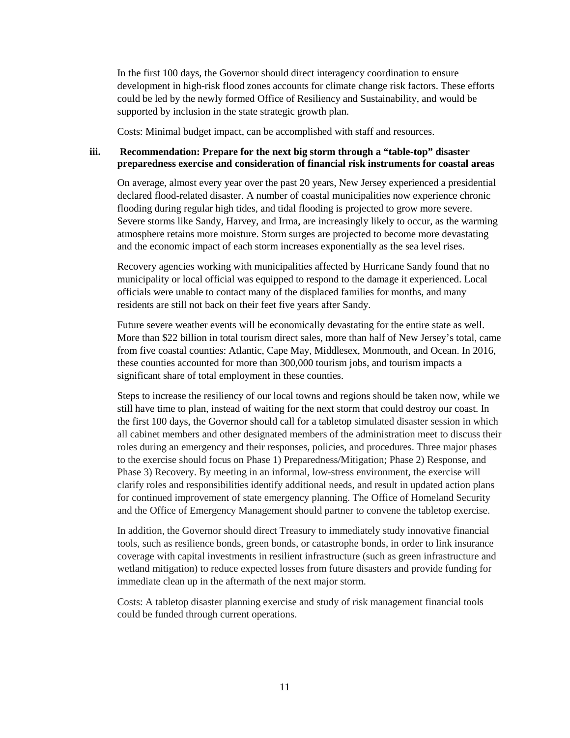In the first 100 days, the Governor should direct interagency coordination to ensure development in high-risk flood zones accounts for climate change risk factors. These efforts could be led by the newly formed Office of Resiliency and Sustainability, and would be supported by inclusion in the state strategic growth plan.

Costs: Minimal budget impact, can be accomplished with staff and resources.

### iii. Recommendation: Prepare for the next big storm through a "table-top" disaster preparedness exercise and consideration of financial risk instruments for coastal areas

On average, almost every year over the past 20 years, New Jersey experienced a presidential declared flood-related disaster. A number of coastal municipalities now experience chronic flooding during regular high tides, and tidal flooding is projected to grow more severe. Severe storms like Sandy, Harvey, and Irma, are increasingly likely to occur, as the warming atmosphere retains more moisture. Storm surges are projected to become more devastating and the economic impact of each storm increases exponentially as the sea level rises.

Recovery agencies working with municipalities affected by Hurricane Sandy found that no municipality or local official was equipped to respond to the damage it experienced. Local officials were unable to contact many of the displaced families for months, and many residents are still not back on their feet five years after Sandy.

Future severe weather events will be economically devastating for the entire state as well. More than $22 billion in total tourism direct sales, more than half of New Jersey's total, came from five coastal counties: Atlantic, Cape May, Middlesex, Monmouth, and Ocean. In 2016, these counties accounted for more than 300,000 tourism jobs, and tourism impacts a significant share of total employment in these counties.

Steps to increase the resiliency of our local towns and regions should be taken now, while we still have time to plan, instead of waiting for the next storm that could destroy our coast. In the first 100 days, the Governor should call for a tabletop simulated disaster session in which all cabinet members and other designated members of the administration meet to discuss their roles during an emergency and their responses, policies, and procedures. Three major phases to the exercise should focus on Phase 1) Preparedness/Mitigation; Phase 2) Response, and Phase 3) Recovery. By meeting in an informal, low-stress environment, the exercise will clarify roles and responsibilities identify additional needs, and result in updated action plans for continued improvement of state emergency planning. The Office of Homeland Security and the Office of Emergency Management should partner to convene the tabletop exercise.

In addition, the Governor should direct Treasury to immediately study innovative financial tools, such as resilience bonds, green bonds, or catastrophe bonds, in order to link insurance coverage with capital investments in resilient infrastructure (such as green infrastructure and wetland mitigation) to reduce expected losses from future disasters and provide funding for immediate clean up in the aftermath of the next major storm.

Costs: A tabletop disaster planning exercise and study of risk management financial tools could be funded through current operations.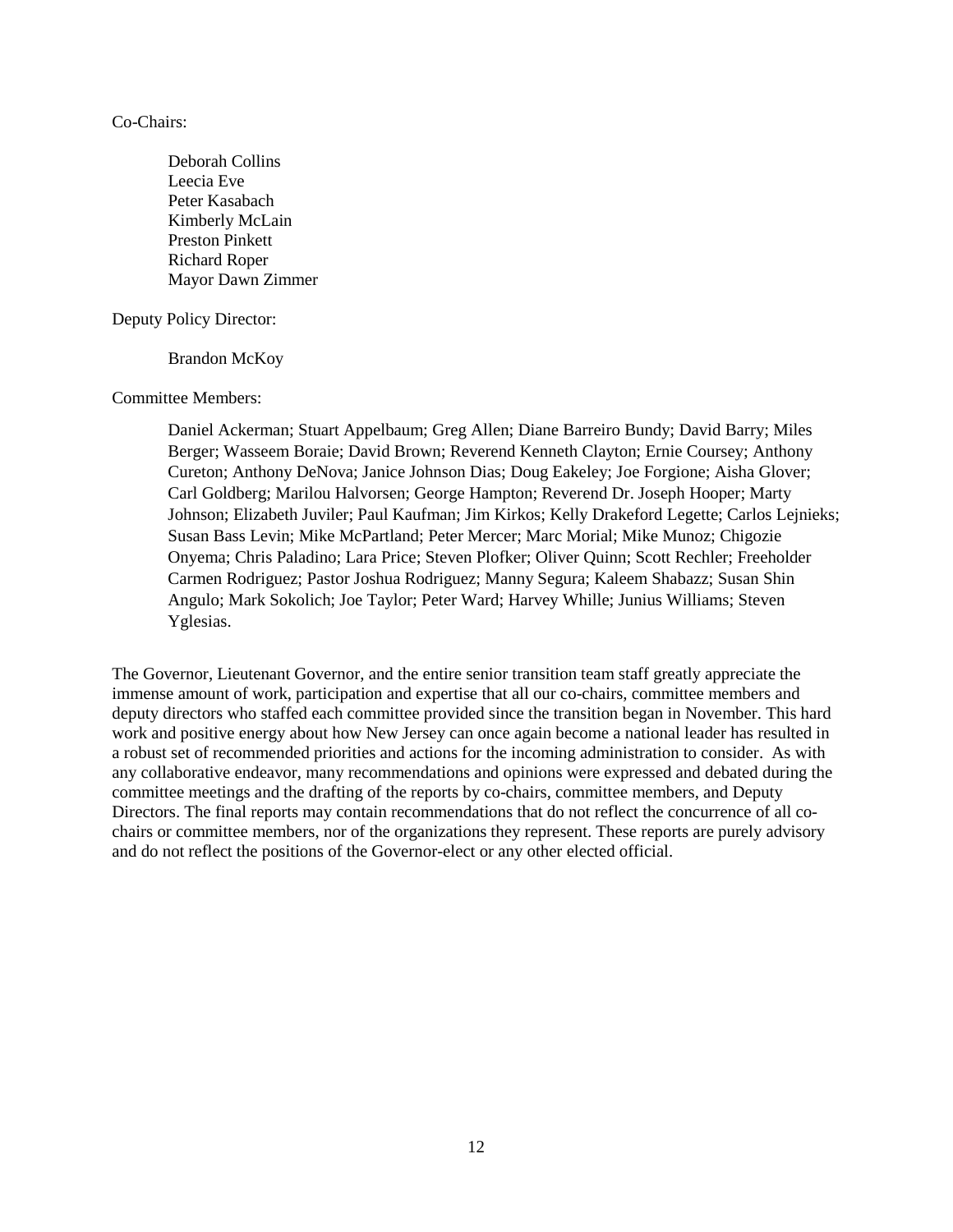Co-Chairs:

Deborah Collins
Leecia Eve
Peter Kasabach
Kimberly McLain
Preston Pinkett
Richard Roper
Mayor Dawn Zimmer

Deputy Policy Director:

Brandon McKoy

Committee Members:

Daniel Ackerman; Stuart Appelbaum; Greg Allen; Diane Barreiro Bundy; David Barry; Miles Berger; Wasseem Boraie; David Brown; Reverend Kenneth Clayton; Ernie Coursey; Anthony Cureton; Anthony DeNova; Janice Johnson Dias; Doug Eakeley; Joe Forgione; Aisha Glover; Carl Goldberg; Marilou Halvorsen; George Hampton; Reverend Dr. Joseph Hooper; Marty Johnson; Elizabeth Juviler; Paul Kaufman; Jim Kirkos; Kelly Drakeford Legette; Carlos Lejnieks; Susan Bass Levin; Mike McPartland; Peter Mercer; Marc Morial; Mike Munoz; Chigozie Onyema; Chris Paladino; Lara Price; Steven Plofker; Oliver Quinn; Scott Rechler; Freeholder Carmen Rodriguez; Pastor Joshua Rodriguez; Manny Segura; Kaleem Shabazz; Susan Shin Angulo; Mark Sokolich; Joe Taylor; Peter Ward; Harvey Whille; Junius Williams; Steven Yglesias.

The Governor, Lieutenant Governor, and the entire senior transition team staff greatly appreciate the immense amount of work, participation and expertise that all our co-chairs, committee members and deputy directors who staffed each committee provided since the transition began in November. This hard work and positive energy about how New Jersey can once again become a national leader has resulted in a robust set of recommended priorities and actions for the incoming administration to consider. As with any collaborative endeavor, many recommendations and opinions were expressed and debated during the committee meetings and the drafting of the reports by co-chairs, committee members, and Deputy Directors. The final reports may contain recommendations that do not reflect the concurrence of all co-chairs or committee members, nor of the organizations they represent. These reports are purely advisory and do not reflect the positions of the Governor-elect or any other elected official.